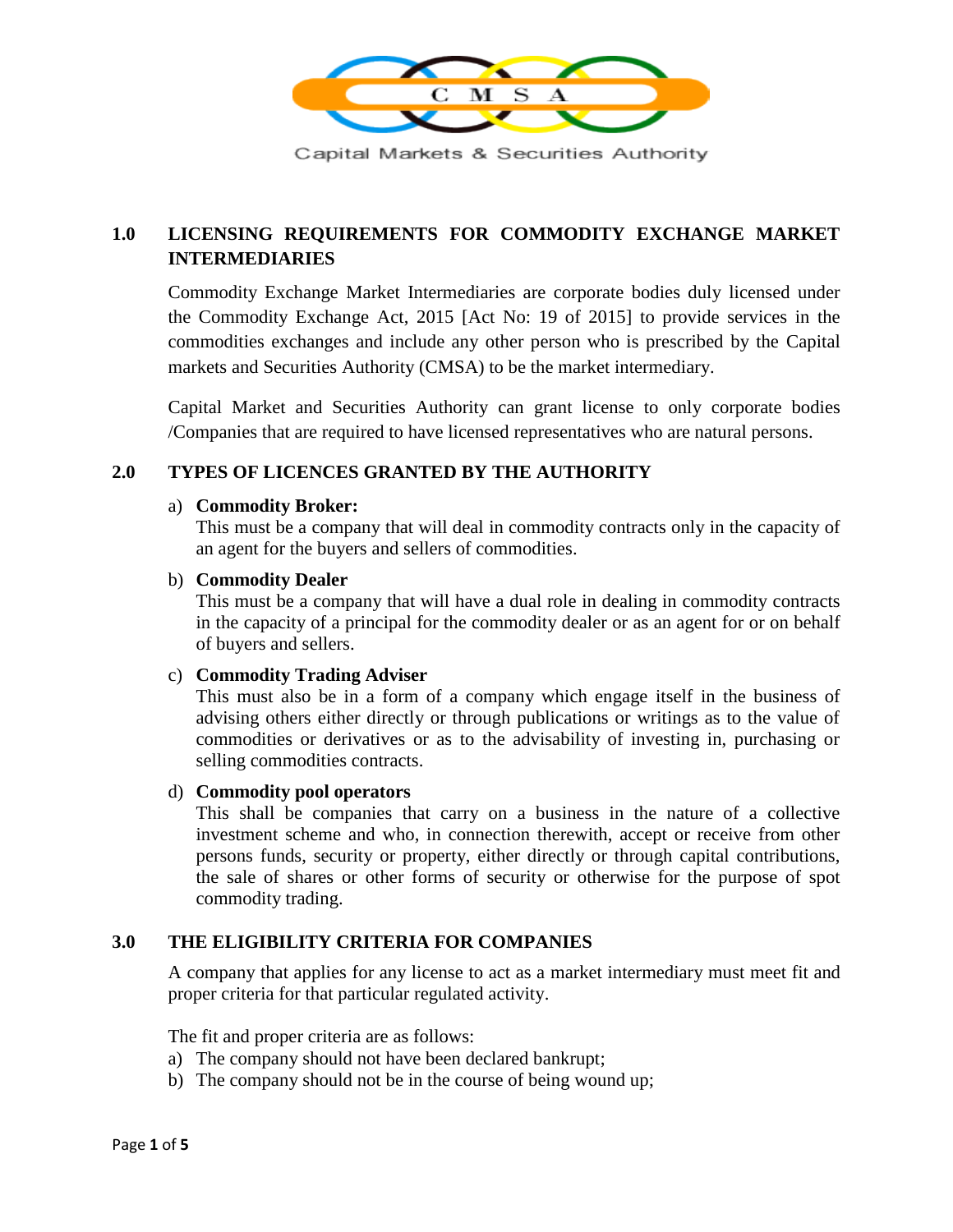Capital Markets & Securities Authority

## 1.0 LICENSING REQUIREMENTS FOR COMMODITY EXCHANGE MARKET INTERMEDIARIES

Commodity Exchange Market Intermediaries are corporate bodies duly licensed under the Commodity Exchange Act, 2015 [Act No: 19 of 2015] to provide services in the commodities exchanges and include any other person who is prescribed by the Capital markets and Securities Authority (CMSA) to be the market intermediary.

Capital Market and Securities Authority can grant license to only corporate bodies /Companies that are required to have licensed representatives who are natural persons.

## 2.0 TYPES OF LICENCES GRANTED BY THE AUTHORITY

a) **Commodity Broker:**
This must be a company that will deal in commodity contracts only in the capacity of an agent for the buyers and sellers of commodities.

b) **Commodity Dealer**
This must be a company that will have a dual role in dealing in commodity contracts in the capacity of a principal for the commodity dealer or as an agent for or on behalf of buyers and sellers.

c) **Commodity Trading Adviser**
This must also be in a form of a company which engage itself in the business of advising others either directly or through publications or writings as to the value of commodities or derivatives or as to the advisability of investing in, purchasing or selling commodities contracts.

d) **Commodity pool operators**
This shall be companies that carry on a business in the nature of a collective investment scheme and who, in connection therewith, accept or receive from other persons funds, security or property, either directly or through capital contributions, the sale of shares or other forms of security or otherwise for the purpose of spot commodity trading.

## 3.0 THE ELIGIBILITY CRITERIA FOR COMPANIES

A company that applies for any license to act as a market intermediary must meet fit and proper criteria for that particular regulated activity.

The fit and proper criteria are as follows:

a) The company should not have been declared bankrupt;
b) The company should not be in the course of being wound up;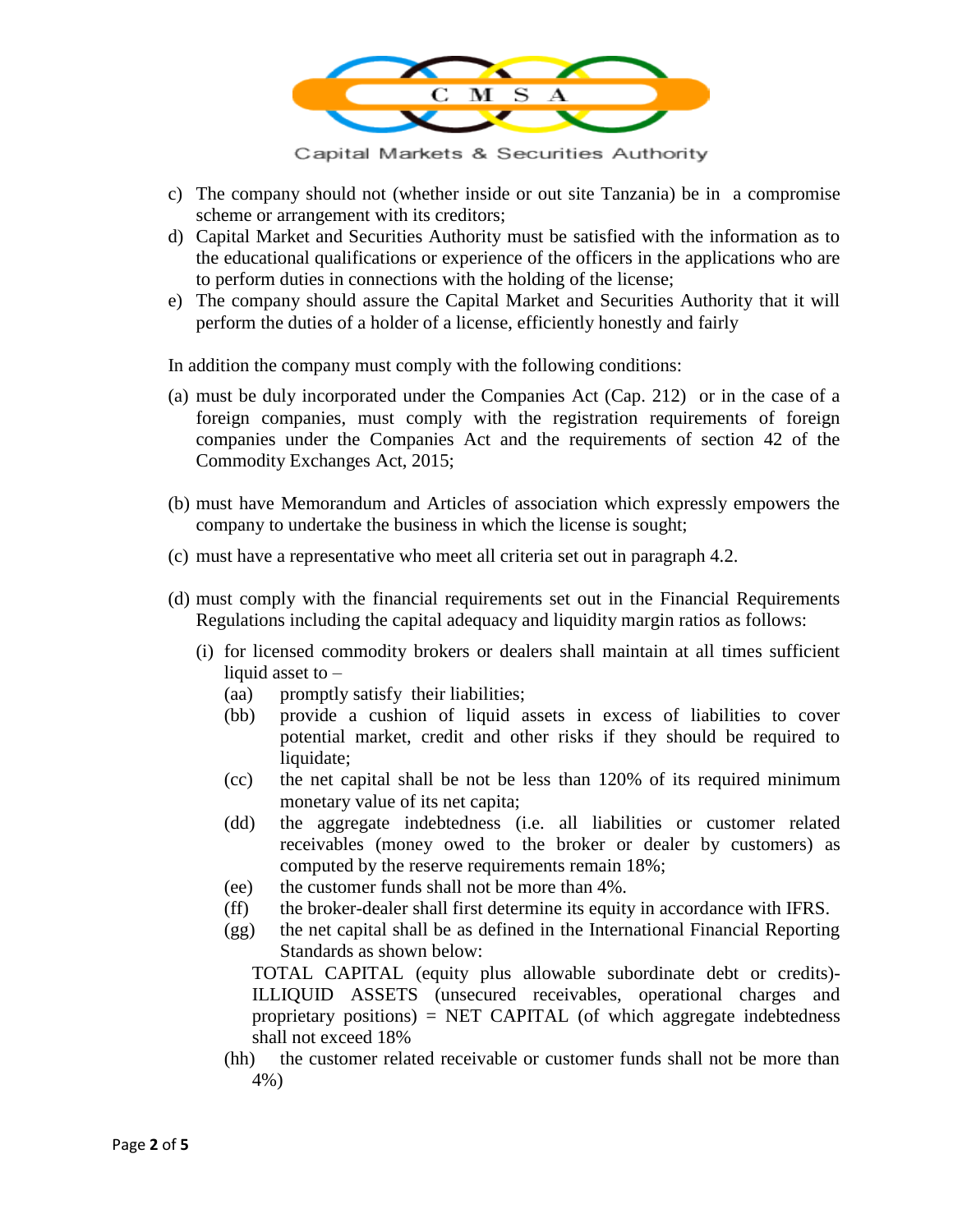c) The company should not (whether inside or out site Tanzania) be in a compromise scheme or arrangement with its creditors;

d) Capital Market and Securities Authority must be satisfied with the information as to the educational qualifications or experience of the officers in the applications who are to perform duties in connections with the holding of the license;

e) The company should assure the Capital Market and Securities Authority that it will perform the duties of a holder of a license, efficiently honestly and fairly

In addition the company must comply with the following conditions:

(a) must be duly incorporated under the Companies Act (Cap. 212) or in the case of a foreign companies, must comply with the registration requirements of foreign companies under the Companies Act and the requirements of section 42 of the Commodity Exchanges Act, 2015;

(b) must have Memorandum and Articles of association which expressly empowers the company to undertake the business in which the license is sought;

(c) must have a representative who meet all criteria set out in paragraph 4.2.

(d) must comply with the financial requirements set out in the Financial Requirements Regulations including the capital adequacy and liquidity margin ratios as follows:

   (i) for licensed commodity brokers or dealers shall maintain at all times sufficient liquid asset to –

      (aa) promptly satisfy their liabilities;

      (bb) provide a cushion of liquid assets in excess of liabilities to cover potential market, credit and other risks if they should be required to liquidate;

      (cc) the net capital shall be not be less than 120% of its required minimum monetary value of its net capita;

      (dd) the aggregate indebtedness (i.e. all liabilities or customer related receivables (money owed to the broker or dealer by customers) as computed by the reserve requirements remain 18%;

      (ee) the customer funds shall not be more than 4%.

      (ff) the broker-dealer shall first determine its equity in accordance with IFRS.

      (gg) the net capital shall be as defined in the International Financial Reporting Standards as shown below:

      TOTAL CAPITAL (equity plus allowable subordinate debt or credits)- ILLIQUID ASSETS (unsecured receivables, operational charges and proprietary positions) = NET CAPITAL (of which aggregate indebtedness shall not exceed 18%

      (hh) the customer related receivable or customer funds shall not be more than 4%)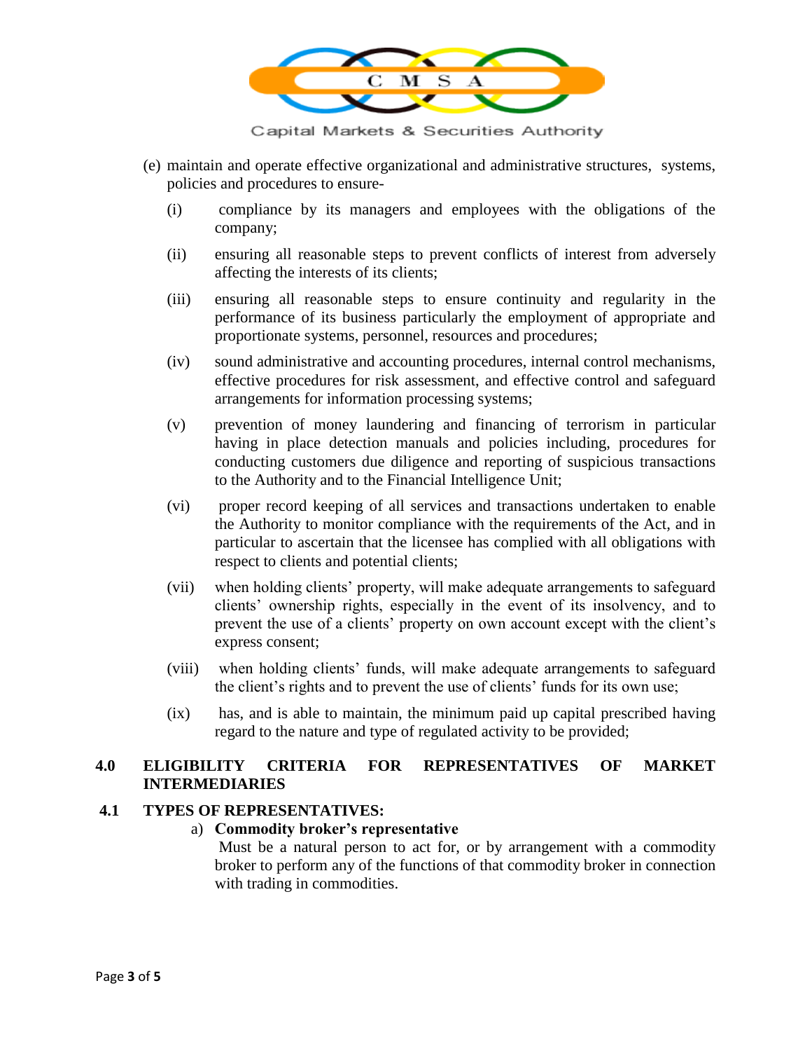(e) maintain and operate effective organizational and administrative structures, systems, policies and procedures to ensure-

(i) compliance by its managers and employees with the obligations of the company;

(ii) ensuring all reasonable steps to prevent conflicts of interest from adversely affecting the interests of its clients;

(iii) ensuring all reasonable steps to ensure continuity and regularity in the performance of its business particularly the employment of appropriate and proportionate systems, personnel, resources and procedures;

(iv) sound administrative and accounting procedures, internal control mechanisms, effective procedures for risk assessment, and effective control and safeguard arrangements for information processing systems;

(v) prevention of money laundering and financing of terrorism in particular having in place detection manuals and policies including, procedures for conducting customers due diligence and reporting of suspicious transactions to the Authority and to the Financial Intelligence Unit;

(vi) proper record keeping of all services and transactions undertaken to enable the Authority to monitor compliance with the requirements of the Act, and in particular to ascertain that the licensee has complied with all obligations with respect to clients and potential clients;

(vii) when holding clients' property, will make adequate arrangements to safeguard clients' ownership rights, especially in the event of its insolvency, and to prevent the use of a clients' property on own account except with the client's express consent;

(viii) when holding clients' funds, will make adequate arrangements to safeguard the client's rights and to prevent the use of clients' funds for its own use;

(ix) has, and is able to maintain, the minimum paid up capital prescribed having regard to the nature and type of regulated activity to be provided;

## 4.0 ELIGIBILITY CRITERIA FOR REPRESENTATIVES OF MARKET INTERMEDIARIES

### 4.1 TYPES OF REPRESENTATIVES:

a) **Commodity broker's representative**

Must be a natural person to act for, or by arrangement with a commodity broker to perform any of the functions of that commodity broker in connection with trading in commodities.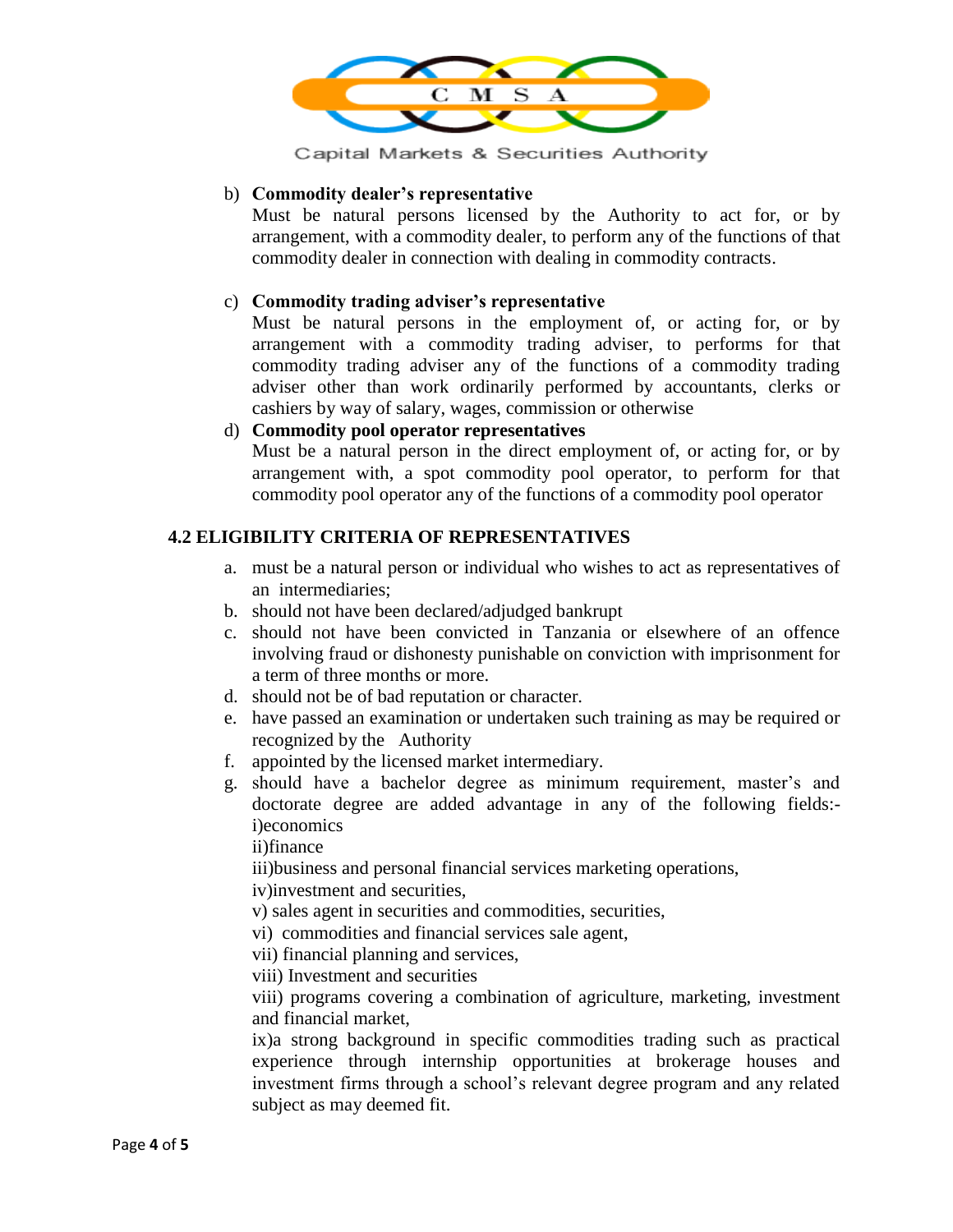b) **Commodity dealer's representative**
Must be natural persons licensed by the Authority to act for, or by arrangement, with a commodity dealer, to perform any of the functions of that commodity dealer in connection with dealing in commodity contracts.

c) **Commodity trading adviser's representative**
Must be natural persons in the employment of, or acting for, or by arrangement with a commodity trading adviser, to performs for that commodity trading adviser any of the functions of a commodity trading adviser other than work ordinarily performed by accountants, clerks or cashiers by way of salary, wages, commission or otherwise

d) **Commodity pool operator representatives**
Must be a natural person in the direct employment of, or acting for, or by arrangement with, a spot commodity pool operator, to perform for that commodity pool operator any of the functions of a commodity pool operator

## 4.2 ELIGIBILITY CRITERIA OF REPRESENTATIVES

a. must be a natural person or individual who wishes to act as representatives of an intermediaries;
b. should not have been declared/adjudged bankrupt
c. should not have been convicted in Tanzania or elsewhere of an offence involving fraud or dishonesty punishable on conviction with imprisonment for a term of three months or more.
d. should not be of bad reputation or character.
e. have passed an examination or undertaken such training as may be required or recognized by the Authority
f. appointed by the licensed market intermediary.
g. should have a bachelor degree as minimum requirement, master's and doctorate degree are added advantage in any of the following fields:-
i)economics
ii)finance
iii)business and personal financial services marketing operations,
iv)investment and securities,
v) sales agent in securities and commodities, securities,
vi) commodities and financial services sale agent,
vii) financial planning and services,
viii) Investment and securities
viii) programs covering a combination of agriculture, marketing, investment and financial market,
ix)a strong background in specific commodities trading such as practical experience through internship opportunities at brokerage houses and investment firms through a school's relevant degree program and any related subject as may deemed fit.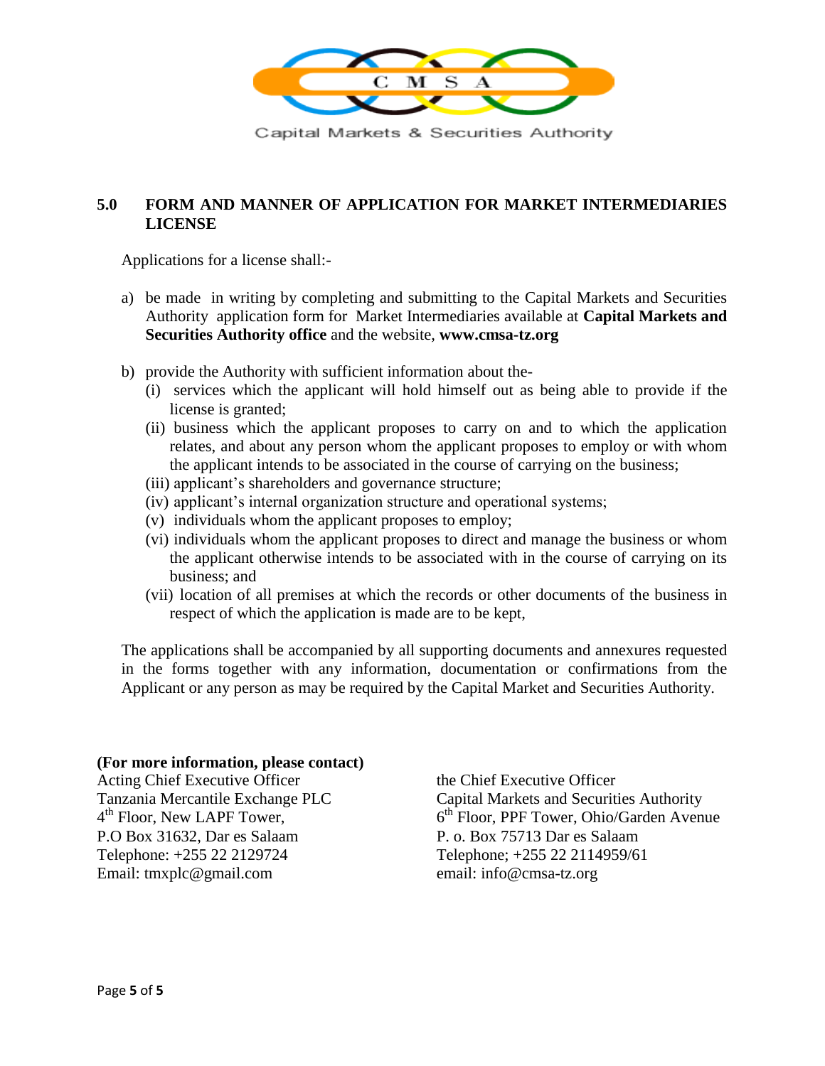## 5.0 FORM AND MANNER OF APPLICATION FOR MARKET INTERMEDIARIES LICENSE

Applications for a license shall:-

a) be made in writing by completing and submitting to the Capital Markets and Securities Authority application form for Market Intermediaries available at **Capital Markets and Securities Authority office** and the website, **www.cmsa-tz.org**

b) provide the Authority with sufficient information about the-
   (i) services which the applicant will hold himself out as being able to provide if the license is granted;
   (ii) business which the applicant proposes to carry on and to which the application relates, and about any person whom the applicant proposes to employ or with whom the applicant intends to be associated in the course of carrying on the business;
   (iii) applicant's shareholders and governance structure;
   (iv) applicant's internal organization structure and operational systems;
   (v) individuals whom the applicant proposes to employ;
   (vi) individuals whom the applicant proposes to direct and manage the business or whom the applicant otherwise intends to be associated with in the course of carrying on its business; and
   (vii) location of all premises at which the records or other documents of the business in respect of which the application is made are to be kept,

The applications shall be accompanied by all supporting documents and annexures requested in the forms together with any information, documentation or confirmations from the Applicant or any person as may be required by the Capital Market and Securities Authority.

**(For more information, please contact)**

Acting Chief Executive Officer
Tanzania Mercantile Exchange PLC
4th Floor, New LAPF Tower,
P.O Box 31632, Dar es Salaam
Telephone: +255 22 2129724
Email: tmxplc@gmail.com

the Chief Executive Officer
Capital Markets and Securities Authority
6th Floor, PPF Tower, Ohio/Garden Avenue
P. o. Box 75713 Dar es Salaam
Telephone; +255 22 2114959/61
email: info@cmsa-tz.org